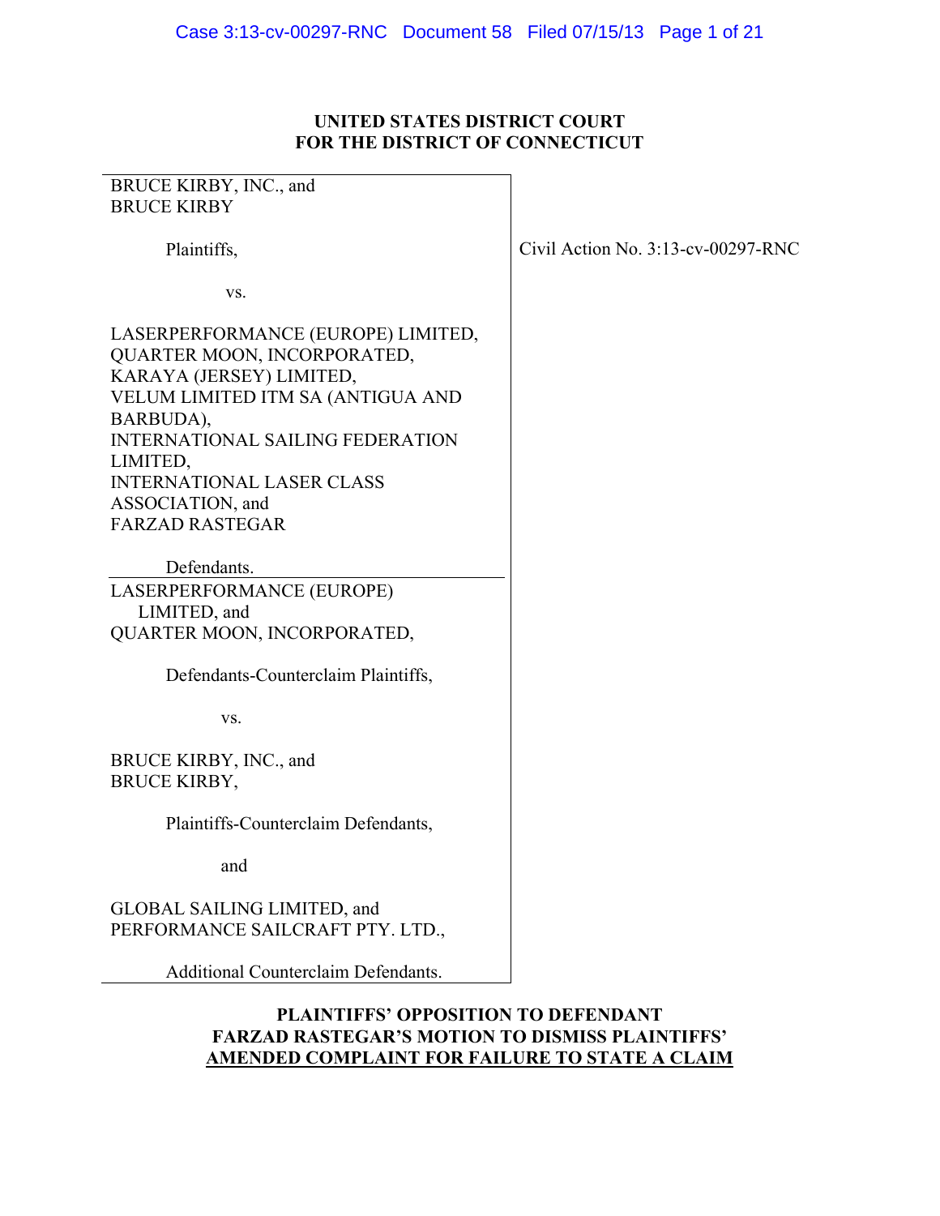**UNITED STATES DISTRICT COURT**
**FOR THE DISTRICT OF CONNECTICUT**

BRUCE KIRBY, INC., and
BRUCE KIRBY

Plaintiffs,

vs.

LASERPERFORMANCE (EUROPE) LIMITED,
QUARTER MOON, INCORPORATED,
KARAYA (JERSEY) LIMITED,
VELUM LIMITED ITM SA (ANTIGUA AND BARBUDA),
INTERNATIONAL SAILING FEDERATION LIMITED,
INTERNATIONAL LASER CLASS ASSOCIATION, and
FARZAD RASTEGAR

Defendants.

Civil Action No. 3:13-cv-00297-RNC

LASERPERFORMANCE (EUROPE) LIMITED, and
QUARTER MOON, INCORPORATED,

Defendants-Counterclaim Plaintiffs,

vs.

BRUCE KIRBY, INC., and
BRUCE KIRBY,

Plaintiffs-Counterclaim Defendants,

and

GLOBAL SAILING LIMITED, and
PERFORMANCE SAILCRAFT PTY. LTD.,

Additional Counterclaim Defendants.

**PLAINTIFFS' OPPOSITION TO DEFENDANT FARZAD RASTEGAR'S MOTION TO DISMISS PLAINTIFFS' AMENDED COMPLAINT FOR FAILURE TO STATE A CLAIM**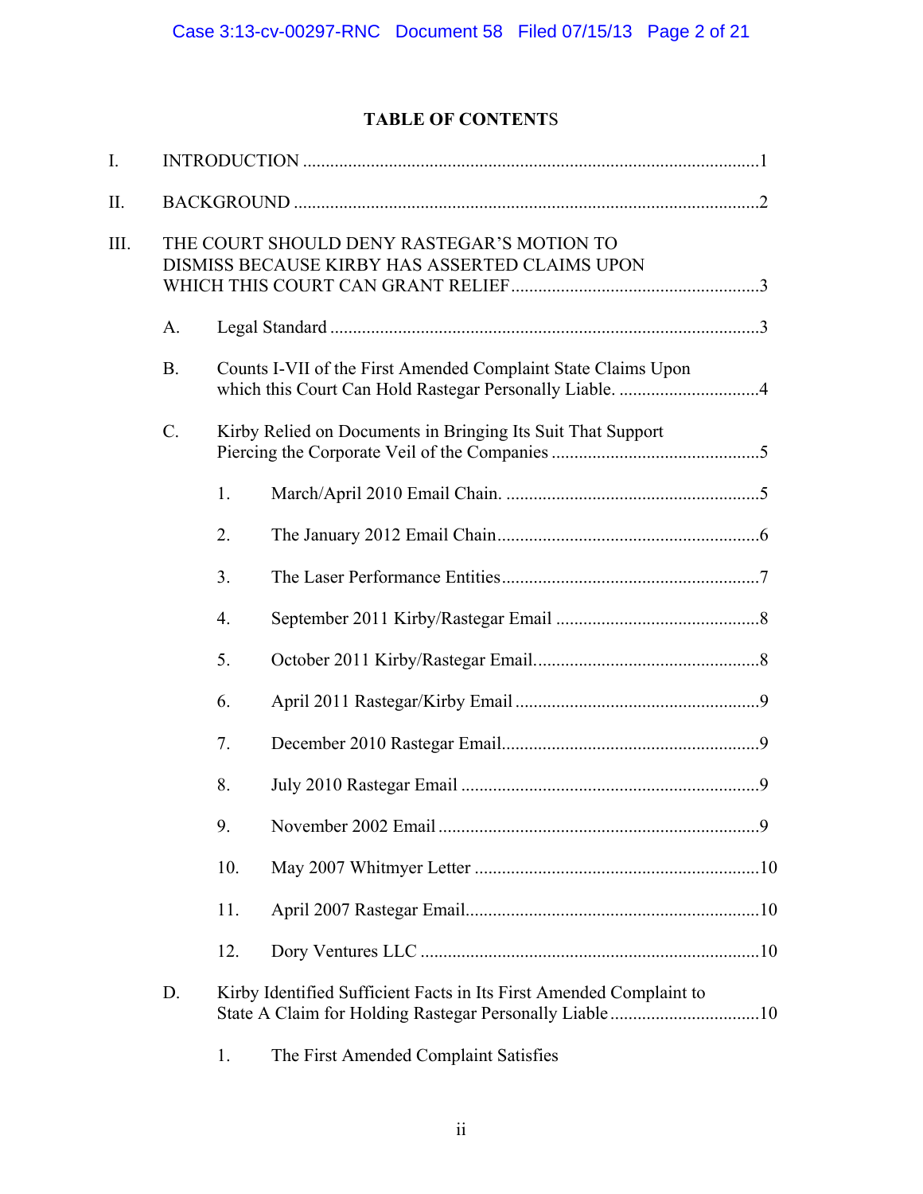**TABLE OF CONTENTS**

I. INTRODUCTION ....................................................................................................1

II. BACKGROUND ......................................................................................................2

III. THE COURT SHOULD DENY RASTEGAR'S MOTION TO DISMISS BECAUSE KIRBY HAS ASSERTED CLAIMS UPON WHICH THIS COURT CAN GRANT RELIEF.......................................................3

  A. Legal Standard ...............................................................................................3

  B. Counts I-VII of the First Amended Complaint State Claims Upon which this Court Can Hold Rastegar Personally Liable. ...............................4

  C. Kirby Relied on Documents in Bringing Its Suit That Support Piercing the Corporate Veil of the Companies ..............................................5

    1. March/April 2010 Email Chain. ........................................................5

    2. The January 2012 Email Chain..........................................................6

    3. The Laser Performance Entities.........................................................7

    4. September 2011 Kirby/Rastegar Email .............................................8

    5. October 2011 Kirby/Rastegar Email..................................................8

    6. April 2011 Rastegar/Kirby Email ......................................................9

    7. December 2010 Rastegar Email.........................................................9

    8. July 2010 Rastegar Email ..................................................................9

    9. November 2002 Email .......................................................................9

    10. May 2007 Whitmyer Letter ...............................................................10

    11. April 2007 Rastegar Email.................................................................10

    12. Dory Ventures LLC ...........................................................................10

  D. Kirby Identified Sufficient Facts in Its First Amended Complaint to State A Claim for Holding Rastegar Personally Liable .................................10

    1. The First Amended Complaint Satisfies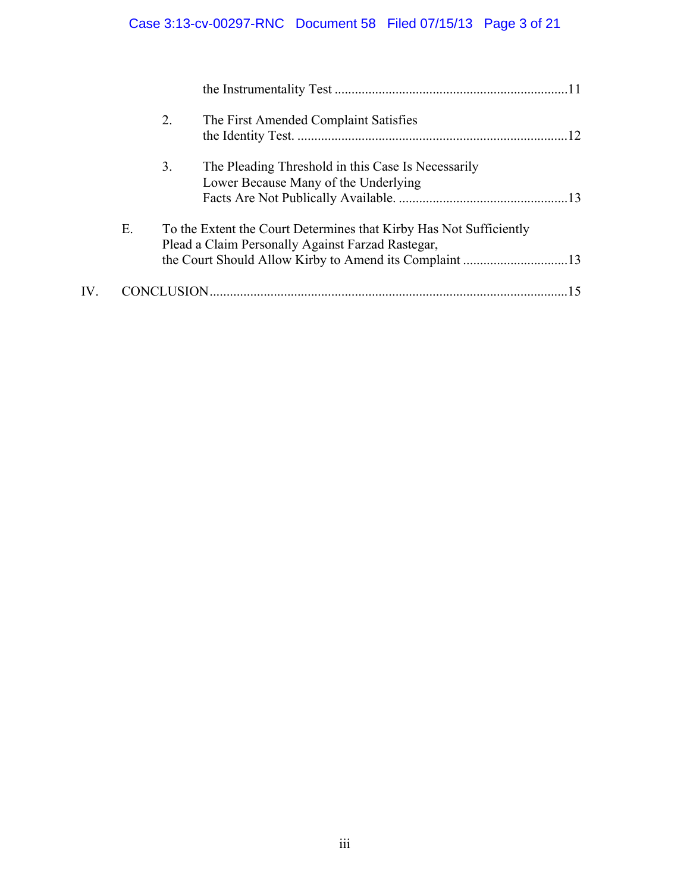the Instrumentality Test ....................................................................11

2. The First Amended Complaint Satisfies the Identity Test. ...............................................................................12

3. The Pleading Threshold in this Case Is Necessarily Lower Because Many of the Underlying Facts Are Not Publically Available. ..................................................13

E. To the Extent the Court Determines that Kirby Has Not Sufficiently Plead a Claim Personally Against Farzad Rastegar, the Court Should Allow Kirby to Amend its Complaint ...............................13

IV. CONCLUSION........................................................................................................15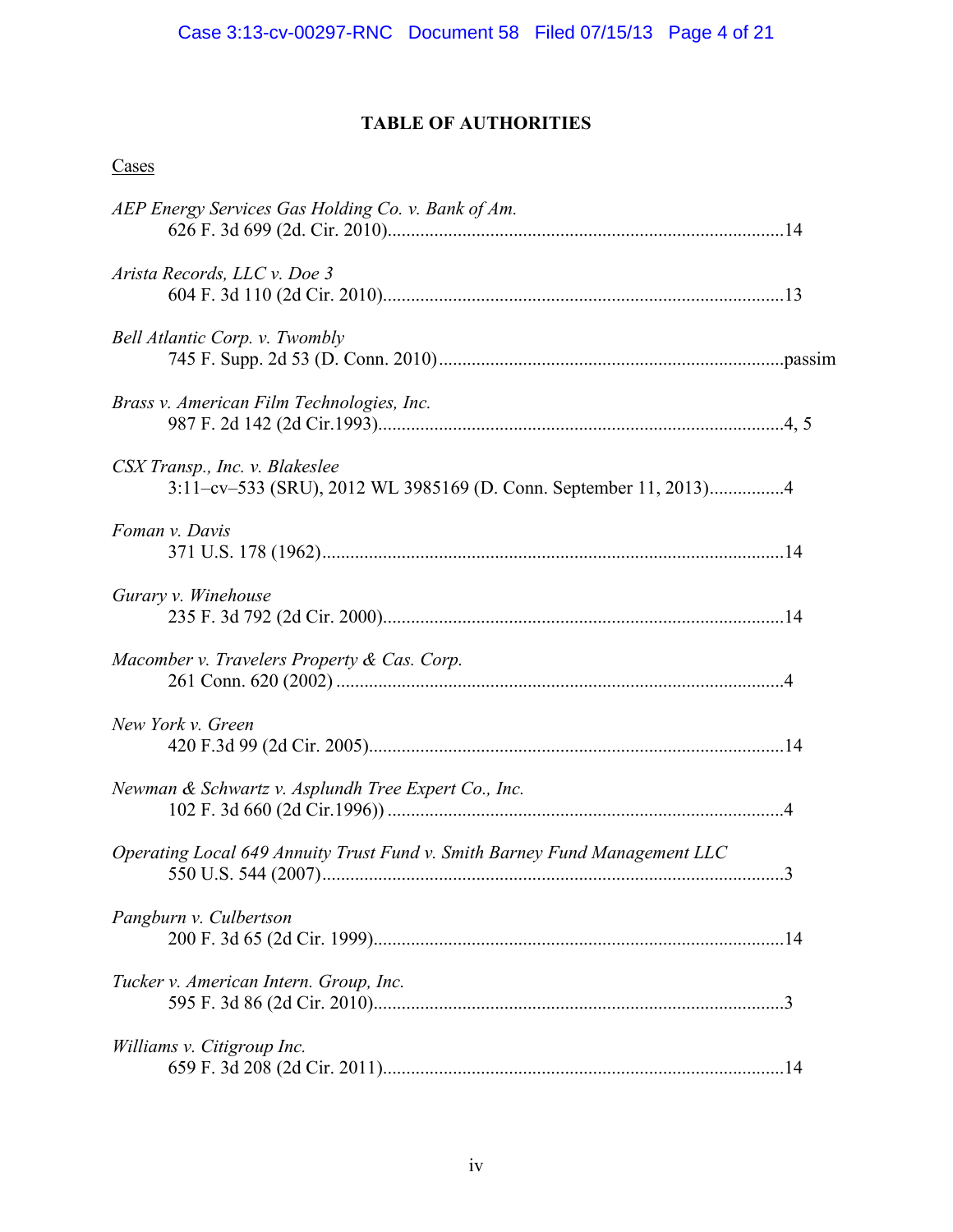# TABLE OF AUTHORITIES

Cases

*AEP Energy Services Gas Holding Co. v. Bank of Am.*
626 F. 3d 699 (2d. Cir. 2010)....................................................................................14

*Arista Records, LLC v. Doe 3*
604 F. 3d 110 (2d Cir. 2010).....................................................................................13

*Bell Atlantic Corp. v. Twombly*
745 F. Supp. 2d 53 (D. Conn. 2010).........................................................................passim

*Brass v. American Film Technologies, Inc.*
987 F. 2d 142 (2d Cir.1993)......................................................................................4, 5

*CSX Transp., Inc. v. Blakeslee*
3:11–cv–533 (SRU), 2012 WL 3985169 (D. Conn. September 11, 2013)................4

*Foman v. Davis*
371 U.S. 178 (1962)..................................................................................................14

*Gurary v. Winehouse*
235 F. 3d 792 (2d Cir. 2000).....................................................................................14

*Macomber v. Travelers Property & Cas. Corp.*
261 Conn. 620 (2002) ...............................................................................................4

*New York v. Green*
420 F.3d 99 (2d Cir. 2005)........................................................................................14

*Newman & Schwartz v. Asplundh Tree Expert Co., Inc.*
102 F. 3d 660 (2d Cir.1996)) ....................................................................................4

*Operating Local 649 Annuity Trust Fund v. Smith Barney Fund Management LLC*
550 U.S. 544 (2007)..................................................................................................3

*Pangburn v. Culbertson*
200 F. 3d 65 (2d Cir. 1999).......................................................................................14

*Tucker v. American Intern. Group, Inc.*
595 F. 3d 86 (2d Cir. 2010).......................................................................................3

*Williams v. Citigroup Inc.*
659 F. 3d 208 (2d Cir. 2011).....................................................................................14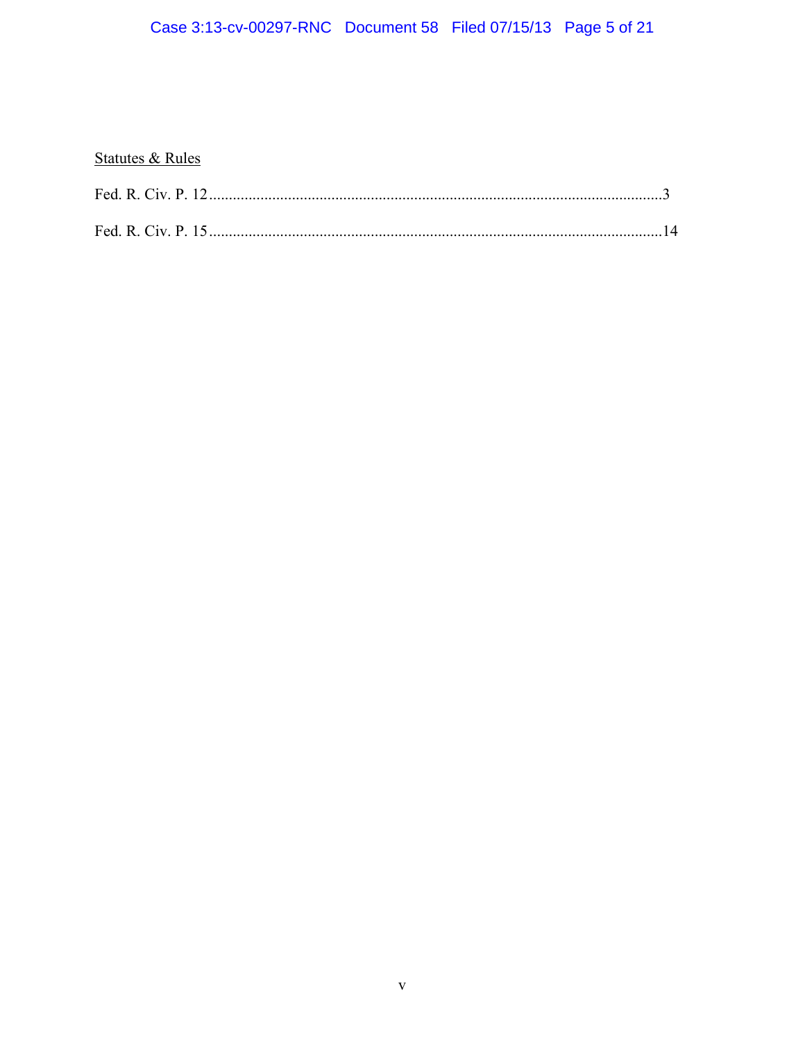<u>Statutes & Rules</u>

Fed. R. Civ. P. 12 ..................................................................................................................3

Fed. R. Civ. P. 15 ..................................................................................................................14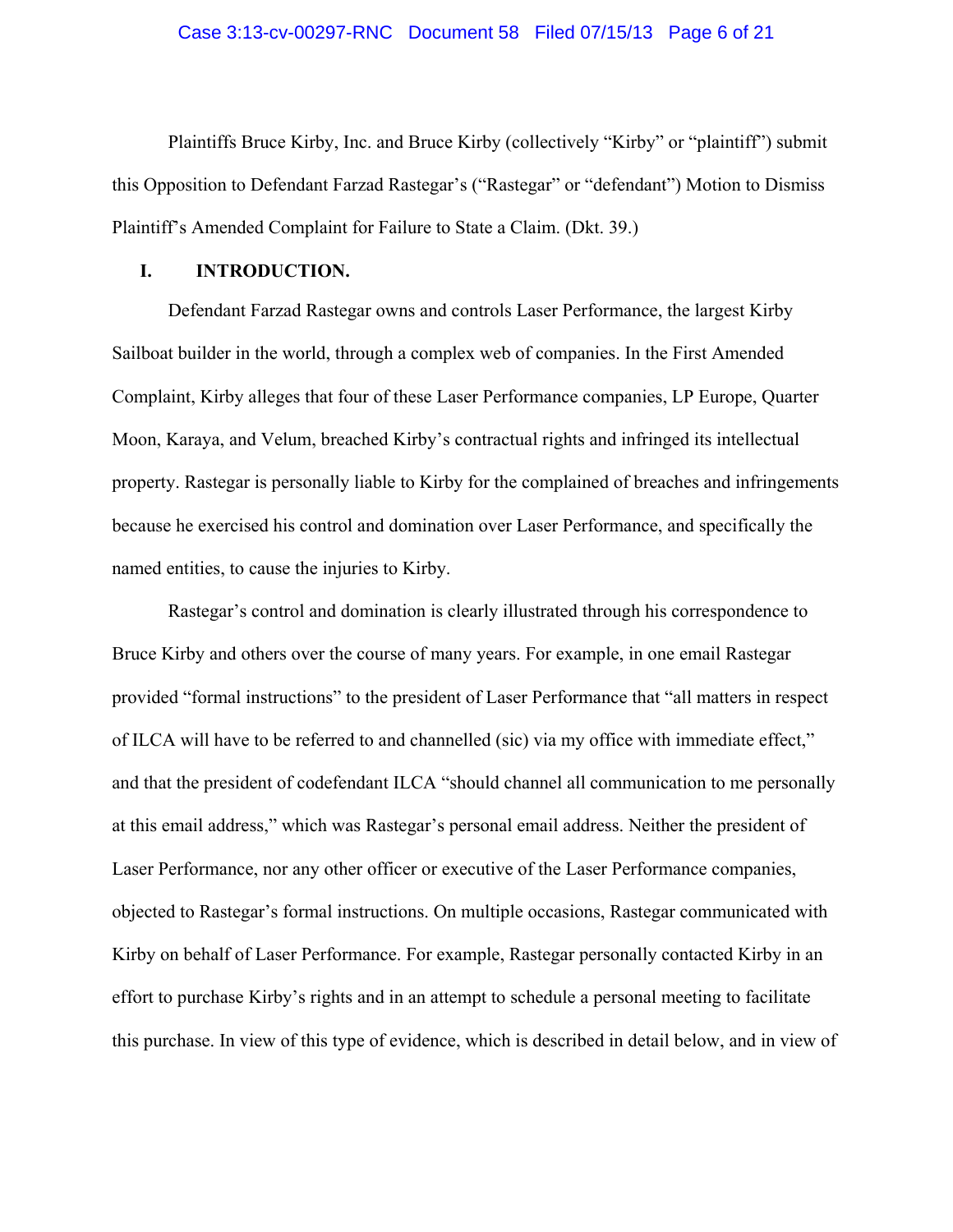Plaintiffs Bruce Kirby, Inc. and Bruce Kirby (collectively "Kirby" or "plaintiff") submit this Opposition to Defendant Farzad Rastegar's ("Rastegar" or "defendant") Motion to Dismiss Plaintiff's Amended Complaint for Failure to State a Claim. (Dkt. 39.)

## I. INTRODUCTION.

Defendant Farzad Rastegar owns and controls Laser Performance, the largest Kirby Sailboat builder in the world, through a complex web of companies. In the First Amended Complaint, Kirby alleges that four of these Laser Performance companies, LP Europe, Quarter Moon, Karaya, and Velum, breached Kirby's contractual rights and infringed its intellectual property. Rastegar is personally liable to Kirby for the complained of breaches and infringements because he exercised his control and domination over Laser Performance, and specifically the named entities, to cause the injuries to Kirby.

Rastegar's control and domination is clearly illustrated through his correspondence to Bruce Kirby and others over the course of many years. For example, in one email Rastegar provided "formal instructions" to the president of Laser Performance that "all matters in respect of ILCA will have to be referred to and channelled (sic) via my office with immediate effect," and that the president of codefendant ILCA "should channel all communication to me personally at this email address," which was Rastegar's personal email address. Neither the president of Laser Performance, nor any other officer or executive of the Laser Performance companies, objected to Rastegar's formal instructions. On multiple occasions, Rastegar communicated with Kirby on behalf of Laser Performance. For example, Rastegar personally contacted Kirby in an effort to purchase Kirby's rights and in an attempt to schedule a personal meeting to facilitate this purchase. In view of this type of evidence, which is described in detail below, and in view of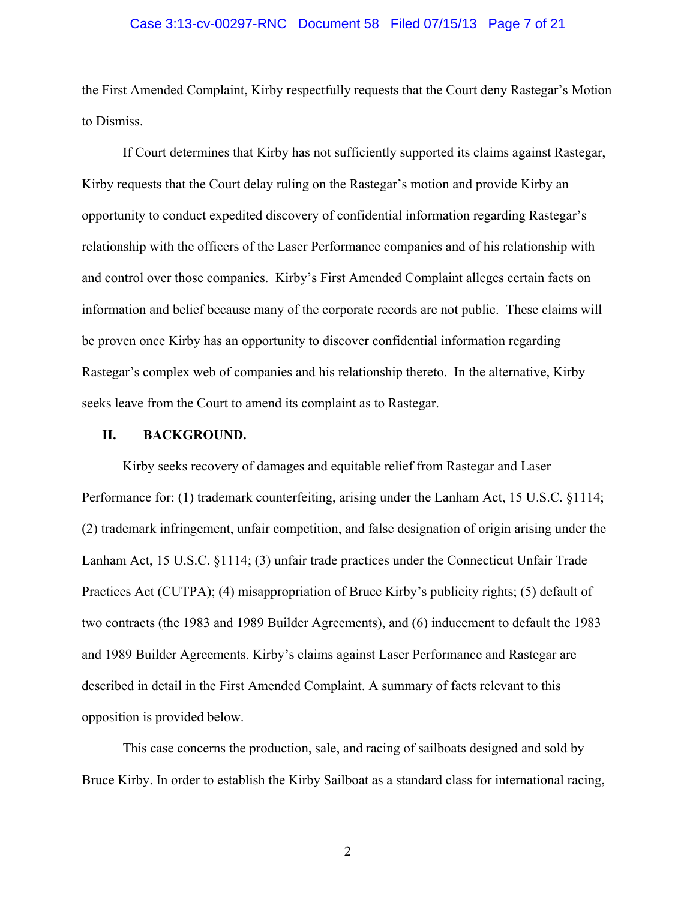the First Amended Complaint, Kirby respectfully requests that the Court deny Rastegar's Motion to Dismiss.

If Court determines that Kirby has not sufficiently supported its claims against Rastegar, Kirby requests that the Court delay ruling on the Rastegar's motion and provide Kirby an opportunity to conduct expedited discovery of confidential information regarding Rastegar's relationship with the officers of the Laser Performance companies and of his relationship with and control over those companies. Kirby's First Amended Complaint alleges certain facts on information and belief because many of the corporate records are not public. These claims will be proven once Kirby has an opportunity to discover confidential information regarding Rastegar's complex web of companies and his relationship thereto. In the alternative, Kirby seeks leave from the Court to amend its complaint as to Rastegar.

## II. BACKGROUND.

Kirby seeks recovery of damages and equitable relief from Rastegar and Laser Performance for: (1) trademark counterfeiting, arising under the Lanham Act, 15 U.S.C. §1114; (2) trademark infringement, unfair competition, and false designation of origin arising under the Lanham Act, 15 U.S.C. §1114; (3) unfair trade practices under the Connecticut Unfair Trade Practices Act (CUTPA); (4) misappropriation of Bruce Kirby's publicity rights; (5) default of two contracts (the 1983 and 1989 Builder Agreements), and (6) inducement to default the 1983 and 1989 Builder Agreements. Kirby's claims against Laser Performance and Rastegar are described in detail in the First Amended Complaint. A summary of facts relevant to this opposition is provided below.

This case concerns the production, sale, and racing of sailboats designed and sold by Bruce Kirby. In order to establish the Kirby Sailboat as a standard class for international racing,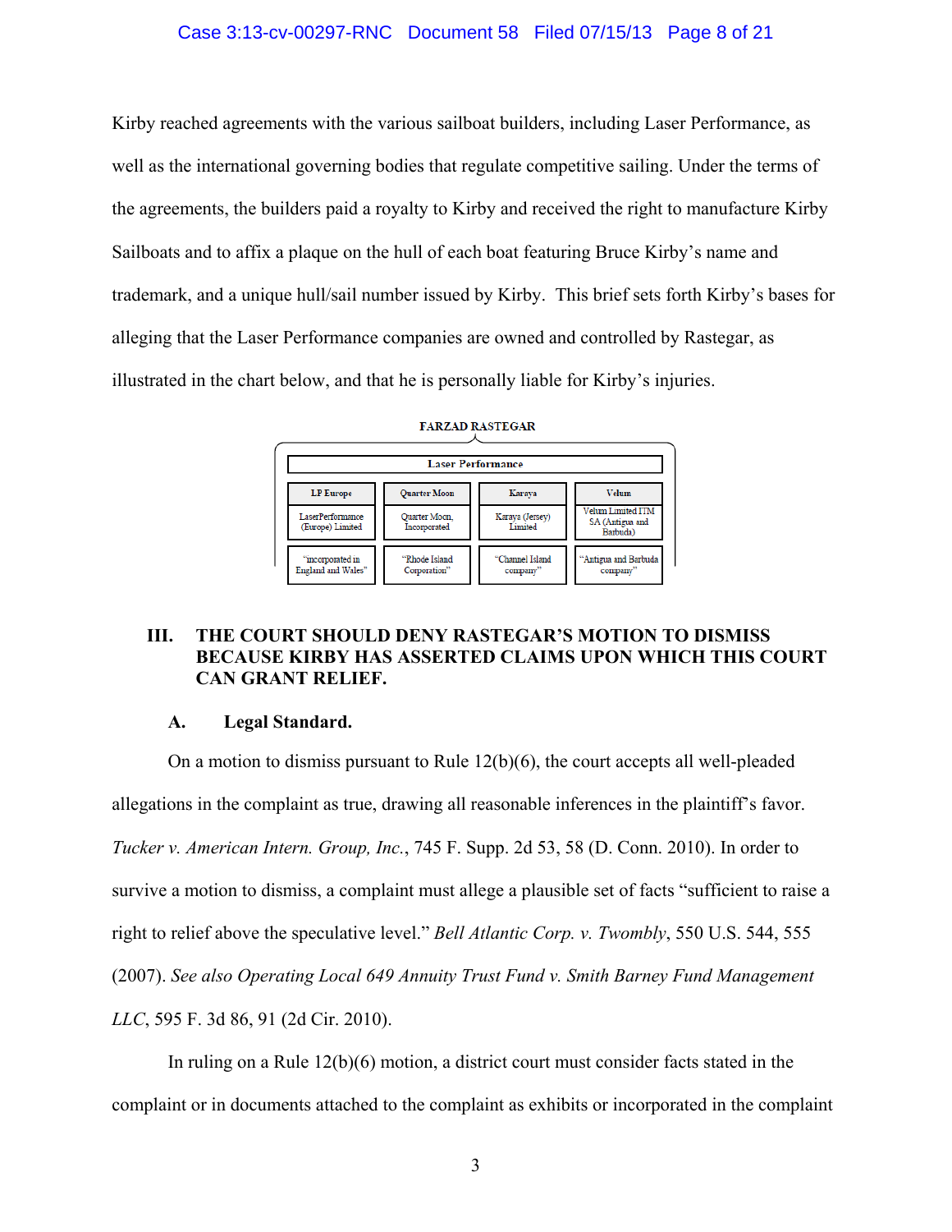Kirby reached agreements with the various sailboat builders, including Laser Performance, as well as the international governing bodies that regulate competitive sailing. Under the terms of the agreements, the builders paid a royalty to Kirby and received the right to manufacture Kirby Sailboats and to affix a plaque on the hull of each boat featuring Bruce Kirby's name and trademark, and a unique hull/sail number issued by Kirby. This brief sets forth Kirby's bases for alleging that the Laser Performance companies are owned and controlled by Rastegar, as illustrated in the chart below, and that he is personally liable for Kirby's injuries.

**FARZAD RASTEGAR**

| Laser Performance | | | |
|---|---|---|---|
| LP Europe | Quarter Moon | Karaya | Velum |
| LaserPerformance (Europe) Limited | Quarter Moon, Incorporated | Karaya (Jersey) Limited | Velum Limited ITM SA (Antigua and Barbuda) |
| "incorporated in England and Wales" | "Rhode Island Corporation" | "Channel Island company" | "Antigua and Barbuda company" |

## III. THE COURT SHOULD DENY RASTEGAR'S MOTION TO DISMISS BECAUSE KIRBY HAS ASSERTED CLAIMS UPON WHICH THIS COURT CAN GRANT RELIEF.

### A. Legal Standard.

On a motion to dismiss pursuant to Rule 12(b)(6), the court accepts all well-pleaded allegations in the complaint as true, drawing all reasonable inferences in the plaintiff's favor. *Tucker v. American Intern. Group, Inc.*, 745 F. Supp. 2d 53, 58 (D. Conn. 2010). In order to survive a motion to dismiss, a complaint must allege a plausible set of facts "sufficient to raise a right to relief above the speculative level." *Bell Atlantic Corp. v. Twombly*, 550 U.S. 544, 555 (2007). *See also Operating Local 649 Annuity Trust Fund v. Smith Barney Fund Management LLC*, 595 F. 3d 86, 91 (2d Cir. 2010).

In ruling on a Rule 12(b)(6) motion, a district court must consider facts stated in the complaint or in documents attached to the complaint as exhibits or incorporated in the complaint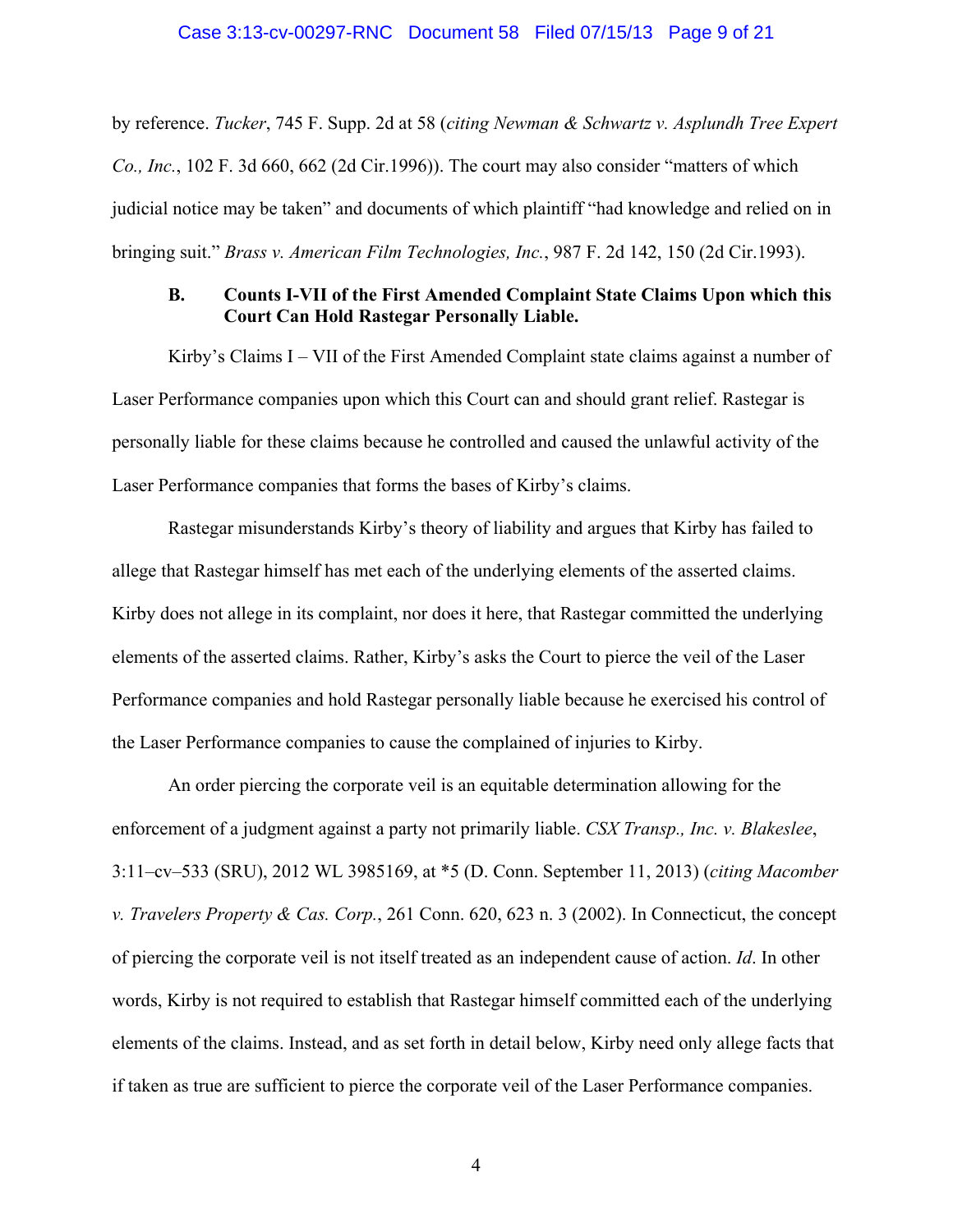by reference. *Tucker*, 745 F. Supp. 2d at 58 (*citing Newman & Schwartz v. Asplundh Tree Expert Co., Inc.*, 102 F. 3d 660, 662 (2d Cir.1996)). The court may also consider "matters of which judicial notice may be taken" and documents of which plaintiff "had knowledge and relied on in bringing suit." *Brass v. American Film Technologies, Inc.*, 987 F. 2d 142, 150 (2d Cir.1993).

### B. Counts I-VII of the First Amended Complaint State Claims Upon which this Court Can Hold Rastegar Personally Liable.

Kirby's Claims I – VII of the First Amended Complaint state claims against a number of Laser Performance companies upon which this Court can and should grant relief. Rastegar is personally liable for these claims because he controlled and caused the unlawful activity of the Laser Performance companies that forms the bases of Kirby's claims.

Rastegar misunderstands Kirby's theory of liability and argues that Kirby has failed to allege that Rastegar himself has met each of the underlying elements of the asserted claims. Kirby does not allege in its complaint, nor does it here, that Rastegar committed the underlying elements of the asserted claims. Rather, Kirby's asks the Court to pierce the veil of the Laser Performance companies and hold Rastegar personally liable because he exercised his control of the Laser Performance companies to cause the complained of injuries to Kirby.

An order piercing the corporate veil is an equitable determination allowing for the enforcement of a judgment against a party not primarily liable. *CSX Transp., Inc. v. Blakeslee*, 3:11–cv–533 (SRU), 2012 WL 3985169, at *5 (D. Conn. September 11, 2013) (*citing Macomber v. Travelers Property & Cas. Corp.*, 261 Conn. 620, 623 n. 3 (2002). In Connecticut, the concept of piercing the corporate veil is not itself treated as an independent cause of action. *Id*. In other words, Kirby is not required to establish that Rastegar himself committed each of the underlying elements of the claims. Instead, and as set forth in detail below, Kirby need only allege facts that if taken as true are sufficient to pierce the corporate veil of the Laser Performance companies.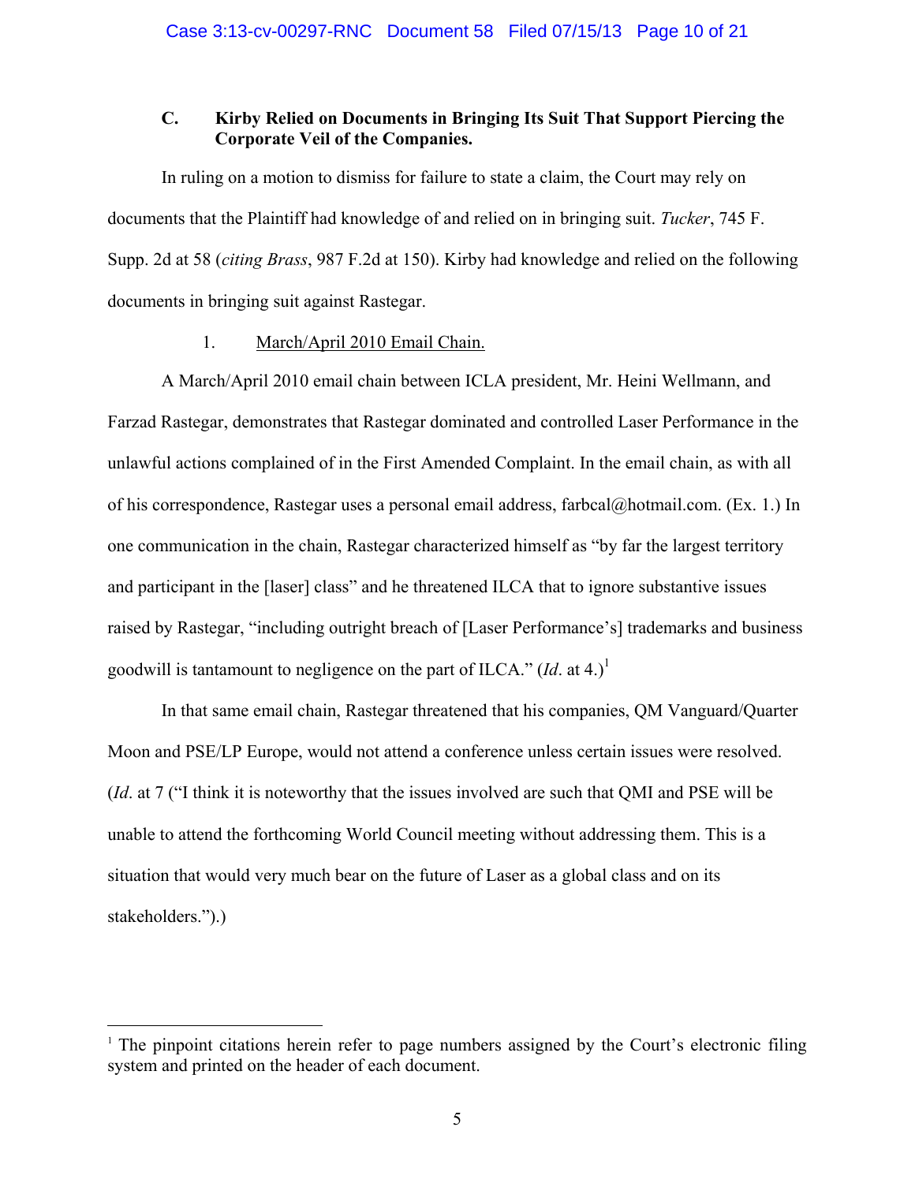### C. Kirby Relied on Documents in Bringing Its Suit That Support Piercing the Corporate Veil of the Companies.

In ruling on a motion to dismiss for failure to state a claim, the Court may rely on documents that the Plaintiff had knowledge of and relied on in bringing suit. *Tucker*, 745 F. Supp. 2d at 58 (*citing Brass*, 987 F.2d at 150). Kirby had knowledge and relied on the following documents in bringing suit against Rastegar.

1. <u>March/April 2010 Email Chain.</u>

A March/April 2010 email chain between ICLA president, Mr. Heini Wellmann, and Farzad Rastegar, demonstrates that Rastegar dominated and controlled Laser Performance in the unlawful actions complained of in the First Amended Complaint. In the email chain, as with all of his correspondence, Rastegar uses a personal email address, farbcal@hotmail.com. (Ex. 1.) In one communication in the chain, Rastegar characterized himself as "by far the largest territory and participant in the [laser] class" and he threatened ILCA that to ignore substantive issues raised by Rastegar, "including outright breach of [Laser Performance's] trademarks and business goodwill is tantamount to negligence on the part of ILCA." (*Id*. at 4.)[1]

In that same email chain, Rastegar threatened that his companies, QM Vanguard/Quarter Moon and PSE/LP Europe, would not attend a conference unless certain issues were resolved. (*Id*. at 7 ("I think it is noteworthy that the issues involved are such that QMI and PSE will be unable to attend the forthcoming World Council meeting without addressing them. This is a situation that would very much bear on the future of Laser as a global class and on its stakeholders.").)

---

[1] The pinpoint citations herein refer to page numbers assigned by the Court's electronic filing system and printed on the header of each document.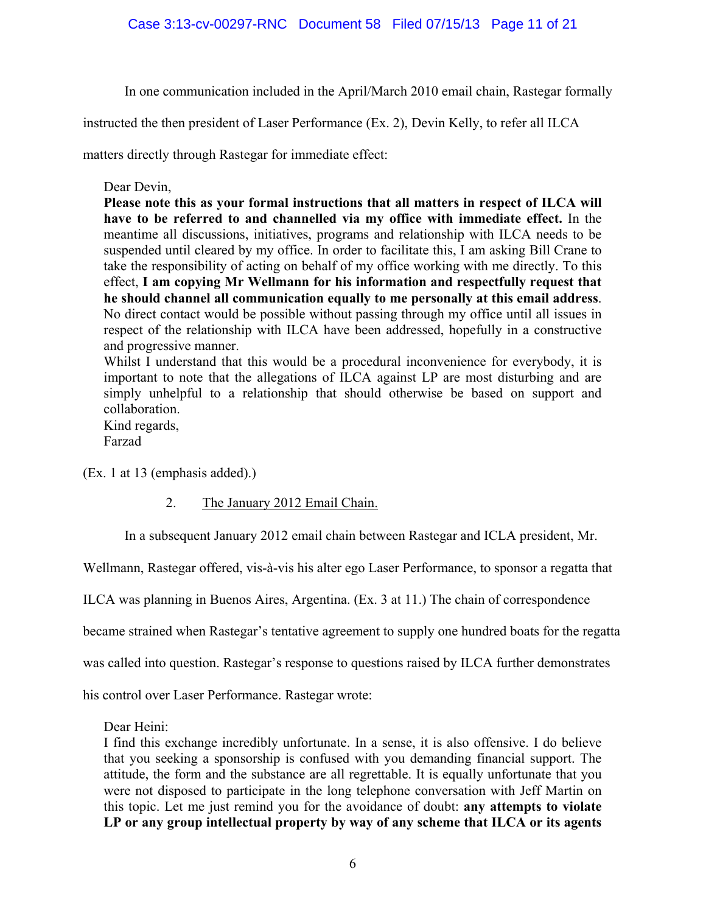In one communication included in the April/March 2010 email chain, Rastegar formally instructed the then president of Laser Performance (Ex. 2), Devin Kelly, to refer all ILCA matters directly through Rastegar for immediate effect:

> Dear Devin,
> **Please note this as your formal instructions that all matters in respect of ILCA will have to be referred to and channelled via my office with immediate effect.** In the meantime all discussions, initiatives, programs and relationship with ILCA needs to be suspended until cleared by my office. In order to facilitate this, I am asking Bill Crane to take the responsibility of acting on behalf of my office working with me directly. To this effect, **I am copying Mr Wellmann for his information and respectfully request that he should channel all communication equally to me personally at this email address**. No direct contact would be possible without passing through my office until all issues in respect of the relationship with ILCA have been addressed, hopefully in a constructive and progressive manner.
> Whilst I understand that this would be a procedural inconvenience for everybody, it is important to note that the allegations of ILCA against LP are most disturbing and are simply unhelpful to a relationship that should otherwise be based on support and collaboration.
> Kind regards,
> Farzad

(Ex. 1 at 13 (emphasis added).)

2. <u>The January 2012 Email Chain.</u>

In a subsequent January 2012 email chain between Rastegar and ICLA president, Mr. Wellmann, Rastegar offered, vis-à-vis his alter ego Laser Performance, to sponsor a regatta that ILCA was planning in Buenos Aires, Argentina. (Ex. 3 at 11.) The chain of correspondence became strained when Rastegar's tentative agreement to supply one hundred boats for the regatta was called into question. Rastegar's response to questions raised by ILCA further demonstrates his control over Laser Performance. Rastegar wrote:

> Dear Heini:
> I find this exchange incredibly unfortunate. In a sense, it is also offensive. I do believe that you seeking a sponsorship is confused with you demanding financial support. The attitude, the form and the substance are all regrettable. It is equally unfortunate that you were not disposed to participate in the long telephone conversation with Jeff Martin on this topic. Let me just remind you for the avoidance of doubt: **any attempts to violate LP or any group intellectual property by way of any scheme that ILCA or its agents**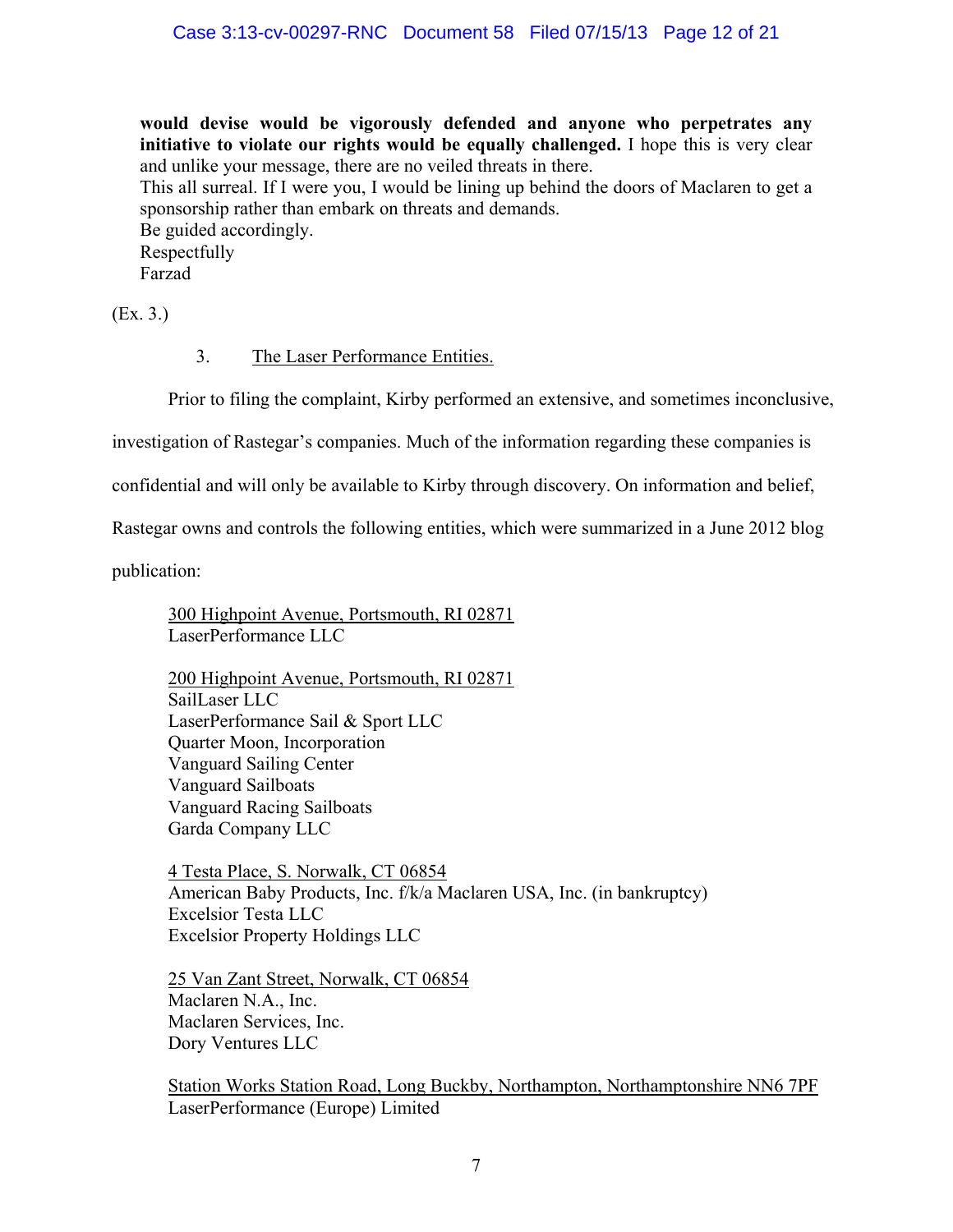> **would devise would be vigorously defended and anyone who perpetrates any initiative to violate our rights would be equally challenged.** I hope this is very clear and unlike your message, there are no veiled threats in there.
> This all surreal. If I were you, I would be lining up behind the doors of Maclaren to get a sponsorship rather than embark on threats and demands.
> Be guided accordingly.
> Respectfully
> Farzad

(Ex. 3.)

3. The Laser Performance Entities.

Prior to filing the complaint, Kirby performed an extensive, and sometimes inconclusive, investigation of Rastegar's companies. Much of the information regarding these companies is confidential and will only be available to Kirby through discovery. On information and belief, Rastegar owns and controls the following entities, which were summarized in a June 2012 blog publication:

300 Highpoint Avenue, Portsmouth, RI 02871
LaserPerformance LLC

200 Highpoint Avenue, Portsmouth, RI 02871
SailLaser LLC
LaserPerformance Sail & Sport LLC
Quarter Moon, Incorporation
Vanguard Sailing Center
Vanguard Sailboats
Vanguard Racing Sailboats
Garda Company LLC

4 Testa Place, S. Norwalk, CT 06854
American Baby Products, Inc. f/k/a Maclaren USA, Inc. (in bankruptcy)
Excelsior Testa LLC
Excelsior Property Holdings LLC

25 Van Zant Street, Norwalk, CT 06854
Maclaren N.A., Inc.
Maclaren Services, Inc.
Dory Ventures LLC

Station Works Station Road, Long Buckby, Northampton, Northamptonshire NN6 7PF
LaserPerformance (Europe) Limited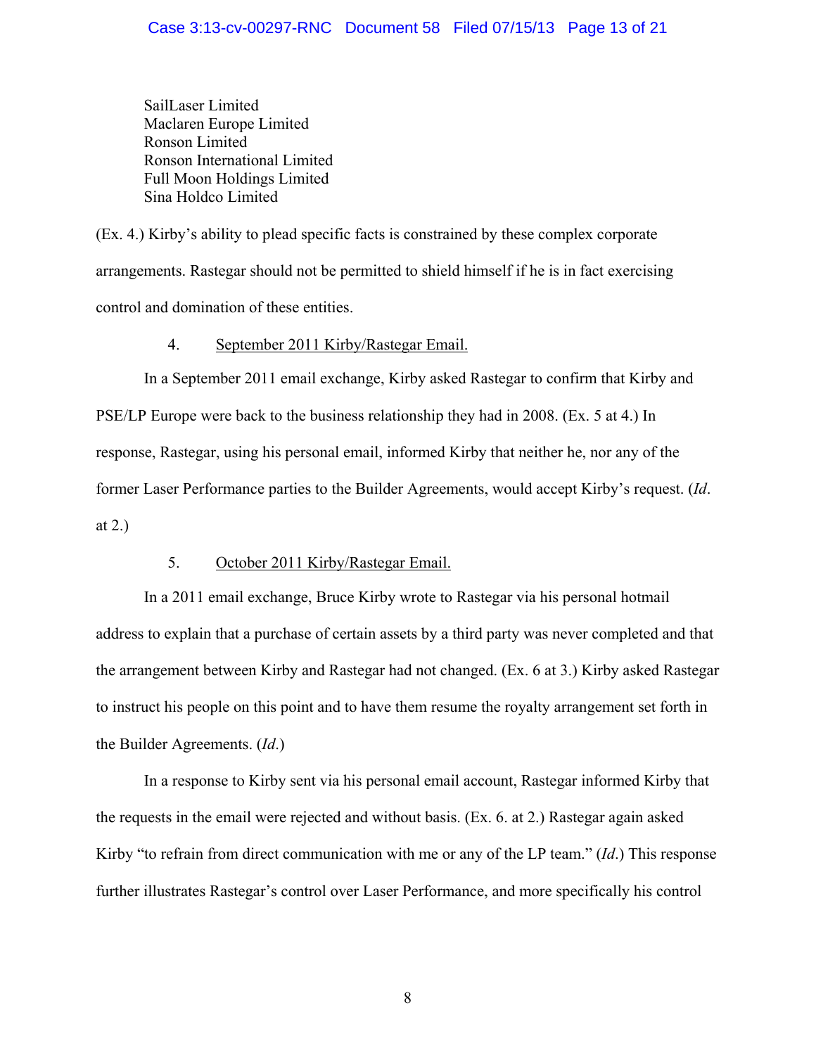SailLaser Limited
Maclaren Europe Limited
Ronson Limited
Ronson International Limited
Full Moon Holdings Limited
Sina Holdco Limited

(Ex. 4.) Kirby's ability to plead specific facts is constrained by these complex corporate arrangements. Rastegar should not be permitted to shield himself if he is in fact exercising control and domination of these entities.

4. September 2011 Kirby/Rastegar Email.

In a September 2011 email exchange, Kirby asked Rastegar to confirm that Kirby and PSE/LP Europe were back to the business relationship they had in 2008. (Ex. 5 at 4.) In response, Rastegar, using his personal email, informed Kirby that neither he, nor any of the former Laser Performance parties to the Builder Agreements, would accept Kirby's request. (*Id*. at 2.)

5. October 2011 Kirby/Rastegar Email.

In a 2011 email exchange, Bruce Kirby wrote to Rastegar via his personal hotmail address to explain that a purchase of certain assets by a third party was never completed and that the arrangement between Kirby and Rastegar had not changed. (Ex. 6 at 3.) Kirby asked Rastegar to instruct his people on this point and to have them resume the royalty arrangement set forth in the Builder Agreements. (*Id*.)

In a response to Kirby sent via his personal email account, Rastegar informed Kirby that the requests in the email were rejected and without basis. (Ex. 6. at 2.) Rastegar again asked Kirby "to refrain from direct communication with me or any of the LP team." (*Id*.) This response further illustrates Rastegar's control over Laser Performance, and more specifically his control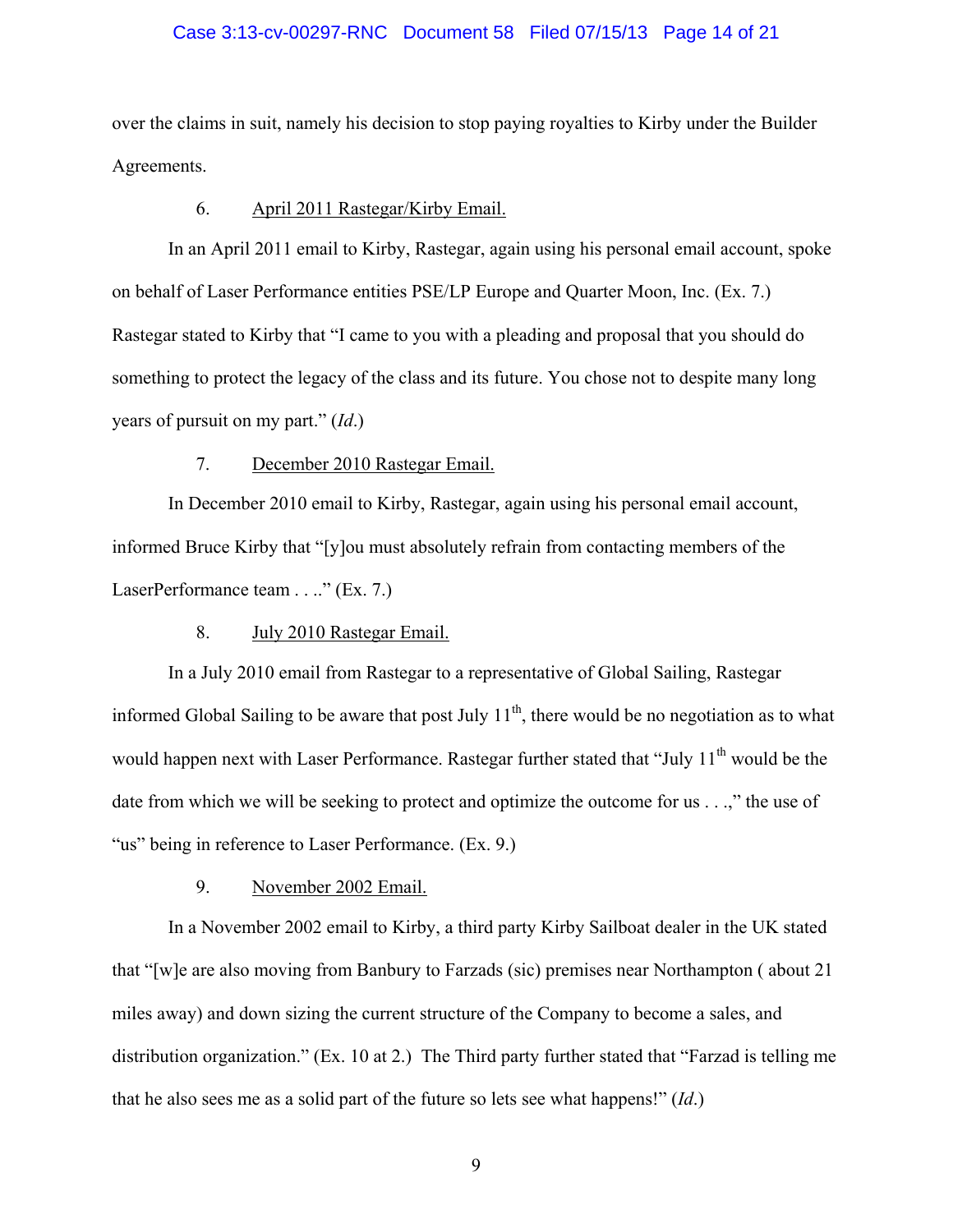over the claims in suit, namely his decision to stop paying royalties to Kirby under the Builder Agreements.

6. <u>April 2011 Rastegar/Kirby Email.</u>

In an April 2011 email to Kirby, Rastegar, again using his personal email account, spoke on behalf of Laser Performance entities PSE/LP Europe and Quarter Moon, Inc. (Ex. 7.) Rastegar stated to Kirby that "I came to you with a pleading and proposal that you should do something to protect the legacy of the class and its future. You chose not to despite many long years of pursuit on my part." (*Id*.)

7. <u>December 2010 Rastegar Email.</u>

In December 2010 email to Kirby, Rastegar, again using his personal email account, informed Bruce Kirby that "[y]ou must absolutely refrain from contacting members of the LaserPerformance team . . .." (Ex. 7.)

8. <u>July 2010 Rastegar Email.</u>

In a July 2010 email from Rastegar to a representative of Global Sailing, Rastegar informed Global Sailing to be aware that post July 11th, there would be no negotiation as to what would happen next with Laser Performance. Rastegar further stated that "July 11th would be the date from which we will be seeking to protect and optimize the outcome for us . . .," the use of "us" being in reference to Laser Performance. (Ex. 9.)

9. <u>November 2002 Email.</u>

In a November 2002 email to Kirby, a third party Kirby Sailboat dealer in the UK stated that "[w]e are also moving from Banbury to Farzads (sic) premises near Northampton ( about 21 miles away) and down sizing the current structure of the Company to become a sales, and distribution organization." (Ex. 10 at 2.) The Third party further stated that "Farzad is telling me that he also sees me as a solid part of the future so lets see what happens!" (*Id*.)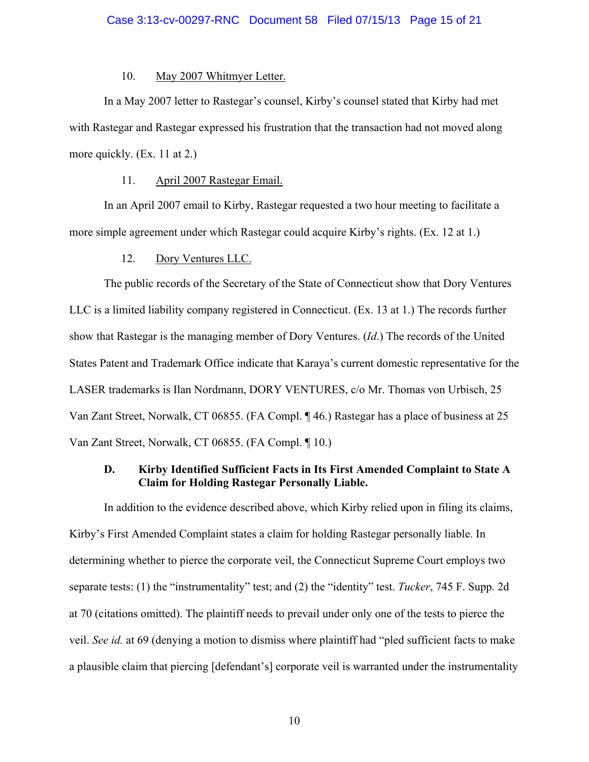10. May 2007 Whitmyer Letter.

In a May 2007 letter to Rastegar's counsel, Kirby's counsel stated that Kirby had met with Rastegar and Rastegar expressed his frustration that the transaction had not moved along more quickly. (Ex. 11 at 2.)

11. April 2007 Rastegar Email.

In an April 2007 email to Kirby, Rastegar requested a two hour meeting to facilitate a more simple agreement under which Rastegar could acquire Kirby's rights. (Ex. 12 at 1.)

12. Dory Ventures LLC.

The public records of the Secretary of the State of Connecticut show that Dory Ventures LLC is a limited liability company registered in Connecticut. (Ex. 13 at 1.) The records further show that Rastegar is the managing member of Dory Ventures. (*Id*.) The records of the United States Patent and Trademark Office indicate that Karaya's current domestic representative for the LASER trademarks is Ilan Nordmann, DORY VENTURES, c/o Mr. Thomas von Urbisch, 25 Van Zant Street, Norwalk, CT 06855. (FA Compl. ¶ 46.) Rastegar has a place of business at 25 Van Zant Street, Norwalk, CT 06855. (FA Compl. ¶ 10.)

### D. Kirby Identified Sufficient Facts in Its First Amended Complaint to State A Claim for Holding Rastegar Personally Liable.

In addition to the evidence described above, which Kirby relied upon in filing its claims, Kirby's First Amended Complaint states a claim for holding Rastegar personally liable. In determining whether to pierce the corporate veil, the Connecticut Supreme Court employs two separate tests: (1) the "instrumentality" test; and (2) the "identity" test. *Tucker*, 745 F. Supp. 2d at 70 (citations omitted). The plaintiff needs to prevail under only one of the tests to pierce the veil. *See id.* at 69 (denying a motion to dismiss where plaintiff had "pled sufficient facts to make a plausible claim that piercing [defendant's] corporate veil is warranted under the instrumentality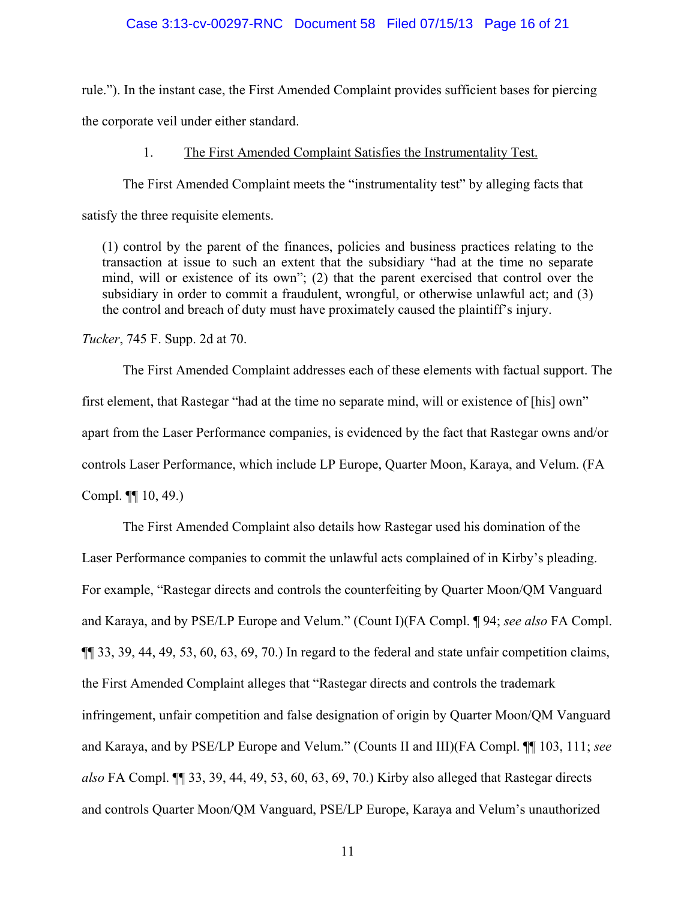rule."). In the instant case, the First Amended Complaint provides sufficient bases for piercing the corporate veil under either standard.

### 1. The First Amended Complaint Satisfies the Instrumentality Test.

The First Amended Complaint meets the "instrumentality test" by alleging facts that satisfy the three requisite elements.

> (1) control by the parent of the finances, policies and business practices relating to the transaction at issue to such an extent that the subsidiary "had at the time no separate mind, will or existence of its own"; (2) that the parent exercised that control over the subsidiary in order to commit a fraudulent, wrongful, or otherwise unlawful act; and (3) the control and breach of duty must have proximately caused the plaintiff's injury.

*Tucker*, 745 F. Supp. 2d at 70.

The First Amended Complaint addresses each of these elements with factual support. The first element, that Rastegar "had at the time no separate mind, will or existence of [his] own" apart from the Laser Performance companies, is evidenced by the fact that Rastegar owns and/or controls Laser Performance, which include LP Europe, Quarter Moon, Karaya, and Velum. (FA Compl. ¶¶ 10, 49.)

The First Amended Complaint also details how Rastegar used his domination of the Laser Performance companies to commit the unlawful acts complained of in Kirby's pleading. For example, "Rastegar directs and controls the counterfeiting by Quarter Moon/QM Vanguard and Karaya, and by PSE/LP Europe and Velum." (Count I)(FA Compl. ¶ 94; *see also* FA Compl. ¶¶ 33, 39, 44, 49, 53, 60, 63, 69, 70.) In regard to the federal and state unfair competition claims, the First Amended Complaint alleges that "Rastegar directs and controls the trademark infringement, unfair competition and false designation of origin by Quarter Moon/QM Vanguard and Karaya, and by PSE/LP Europe and Velum." (Counts II and III)(FA Compl. ¶¶ 103, 111; *see also* FA Compl. ¶¶ 33, 39, 44, 49, 53, 60, 63, 69, 70.) Kirby also alleged that Rastegar directs and controls Quarter Moon/QM Vanguard, PSE/LP Europe, Karaya and Velum's unauthorized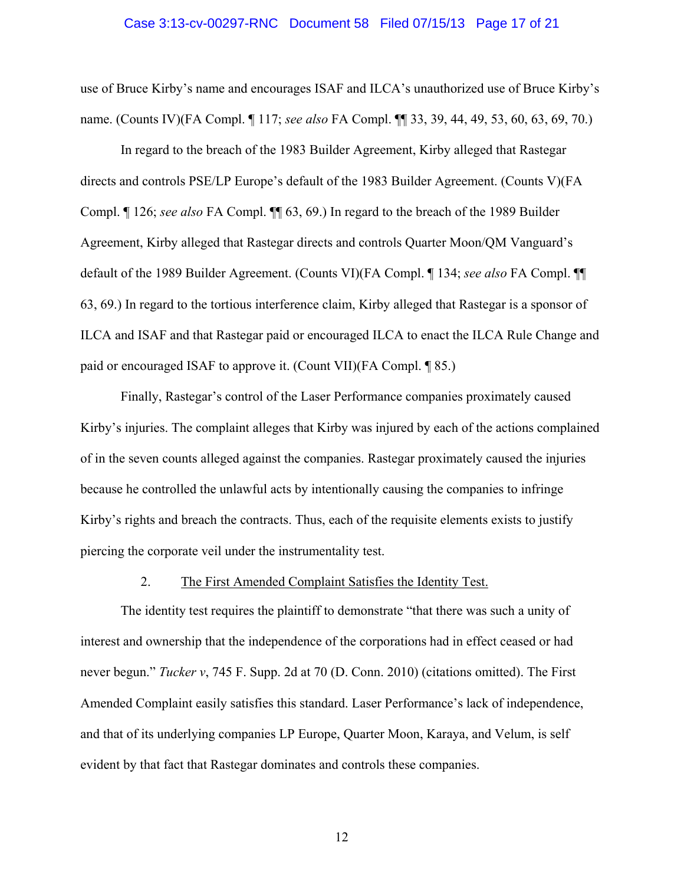use of Bruce Kirby's name and encourages ISAF and ILCA's unauthorized use of Bruce Kirby's name. (Counts IV)(FA Compl. ¶ 117; *see also* FA Compl. ¶¶ 33, 39, 44, 49, 53, 60, 63, 69, 70.)

In regard to the breach of the 1983 Builder Agreement, Kirby alleged that Rastegar directs and controls PSE/LP Europe's default of the 1983 Builder Agreement. (Counts V)(FA Compl. ¶ 126; *see also* FA Compl. ¶¶ 63, 69.) In regard to the breach of the 1989 Builder Agreement, Kirby alleged that Rastegar directs and controls Quarter Moon/QM Vanguard's default of the 1989 Builder Agreement. (Counts VI)(FA Compl. ¶ 134; *see also* FA Compl. ¶¶ 63, 69.) In regard to the tortious interference claim, Kirby alleged that Rastegar is a sponsor of ILCA and ISAF and that Rastegar paid or encouraged ILCA to enact the ILCA Rule Change and paid or encouraged ISAF to approve it. (Count VII)(FA Compl. ¶ 85.)

Finally, Rastegar's control of the Laser Performance companies proximately caused Kirby's injuries. The complaint alleges that Kirby was injured by each of the actions complained of in the seven counts alleged against the companies. Rastegar proximately caused the injuries because he controlled the unlawful acts by intentionally causing the companies to infringe Kirby's rights and breach the contracts. Thus, each of the requisite elements exists to justify piercing the corporate veil under the instrumentality test.

2. The First Amended Complaint Satisfies the Identity Test.

The identity test requires the plaintiff to demonstrate "that there was such a unity of interest and ownership that the independence of the corporations had in effect ceased or had never begun." *Tucker v*, 745 F. Supp. 2d at 70 (D. Conn. 2010) (citations omitted). The First Amended Complaint easily satisfies this standard. Laser Performance's lack of independence, and that of its underlying companies LP Europe, Quarter Moon, Karaya, and Velum, is self evident by that fact that Rastegar dominates and controls these companies.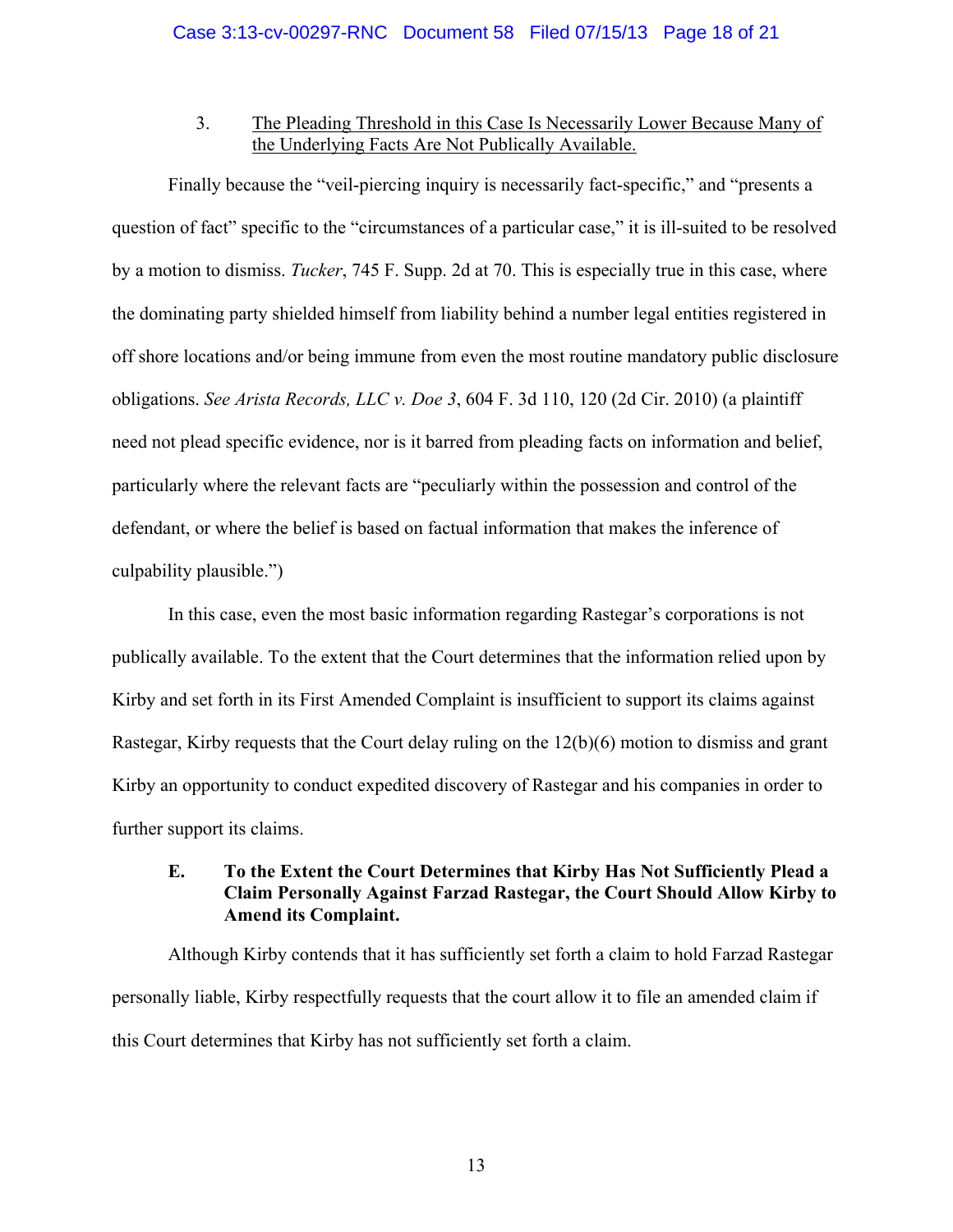3. <u>The Pleading Threshold in this Case Is Necessarily Lower Because Many of the Underlying Facts Are Not Publically Available.</u>

Finally because the "veil-piercing inquiry is necessarily fact-specific," and "presents a question of fact" specific to the "circumstances of a particular case," it is ill-suited to be resolved by a motion to dismiss. *Tucker*, 745 F. Supp. 2d at 70. This is especially true in this case, where the dominating party shielded himself from liability behind a number legal entities registered in off shore locations and/or being immune from even the most routine mandatory public disclosure obligations. *See Arista Records, LLC v. Doe 3*, 604 F. 3d 110, 120 (2d Cir. 2010) (a plaintiff need not plead specific evidence, nor is it barred from pleading facts on information and belief, particularly where the relevant facts are "peculiarly within the possession and control of the defendant, or where the belief is based on factual information that makes the inference of culpability plausible.")

In this case, even the most basic information regarding Rastegar's corporations is not publically available. To the extent that the Court determines that the information relied upon by Kirby and set forth in its First Amended Complaint is insufficient to support its claims against Rastegar, Kirby requests that the Court delay ruling on the 12(b)(6) motion to dismiss and grant Kirby an opportunity to conduct expedited discovery of Rastegar and his companies in order to further support its claims.

**E. To the Extent the Court Determines that Kirby Has Not Sufficiently Plead a Claim Personally Against Farzad Rastegar, the Court Should Allow Kirby to Amend its Complaint.**

Although Kirby contends that it has sufficiently set forth a claim to hold Farzad Rastegar personally liable, Kirby respectfully requests that the court allow it to file an amended claim if this Court determines that Kirby has not sufficiently set forth a claim.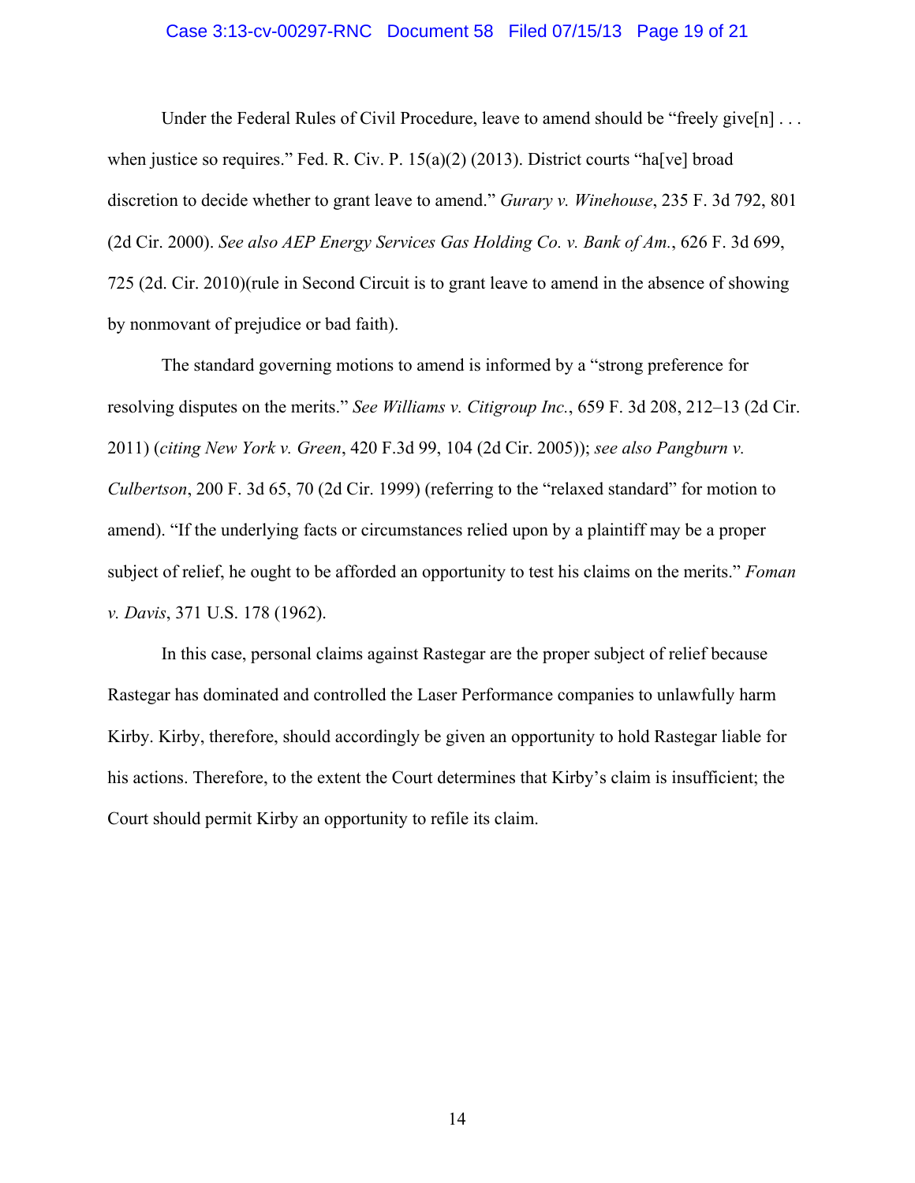Under the Federal Rules of Civil Procedure, leave to amend should be "freely give[n] . . . when justice so requires." Fed. R. Civ. P. 15(a)(2) (2013). District courts "ha[ve] broad discretion to decide whether to grant leave to amend." *Gurary v. Winehouse*, 235 F. 3d 792, 801 (2d Cir. 2000). *See also AEP Energy Services Gas Holding Co. v. Bank of Am.*, 626 F. 3d 699, 725 (2d. Cir. 2010)(rule in Second Circuit is to grant leave to amend in the absence of showing by nonmovant of prejudice or bad faith).

The standard governing motions to amend is informed by a "strong preference for resolving disputes on the merits." *See Williams v. Citigroup Inc.*, 659 F. 3d 208, 212–13 (2d Cir. 2011) (*citing New York v. Green*, 420 F.3d 99, 104 (2d Cir. 2005)); *see also Pangburn v. Culbertson*, 200 F. 3d 65, 70 (2d Cir. 1999) (referring to the "relaxed standard" for motion to amend). "If the underlying facts or circumstances relied upon by a plaintiff may be a proper subject of relief, he ought to be afforded an opportunity to test his claims on the merits." *Foman v. Davis*, 371 U.S. 178 (1962).

In this case, personal claims against Rastegar are the proper subject of relief because Rastegar has dominated and controlled the Laser Performance companies to unlawfully harm Kirby. Kirby, therefore, should accordingly be given an opportunity to hold Rastegar liable for his actions. Therefore, to the extent the Court determines that Kirby's claim is insufficient; the Court should permit Kirby an opportunity to refile its claim.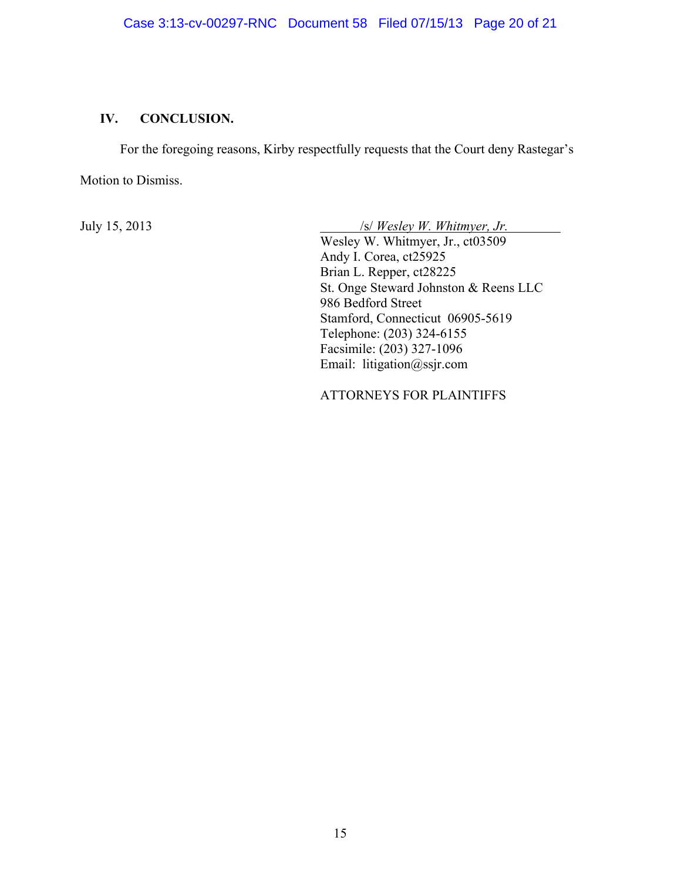## IV. CONCLUSION.

For the foregoing reasons, Kirby respectfully requests that the Court deny Rastegar's Motion to Dismiss.

July 15, 2013

/s/ *Wesley W. Whitmyer, Jr.*
Wesley W. Whitmyer, Jr., ct03509
Andy I. Corea, ct25925
Brian L. Repper, ct28225
St. Onge Steward Johnston & Reens LLC
986 Bedford Street
Stamford, Connecticut 06905-5619
Telephone: (203) 324-6155
Facsimile: (203) 327-1096
Email: litigation@ssjr.com

ATTORNEYS FOR PLAINTIFFS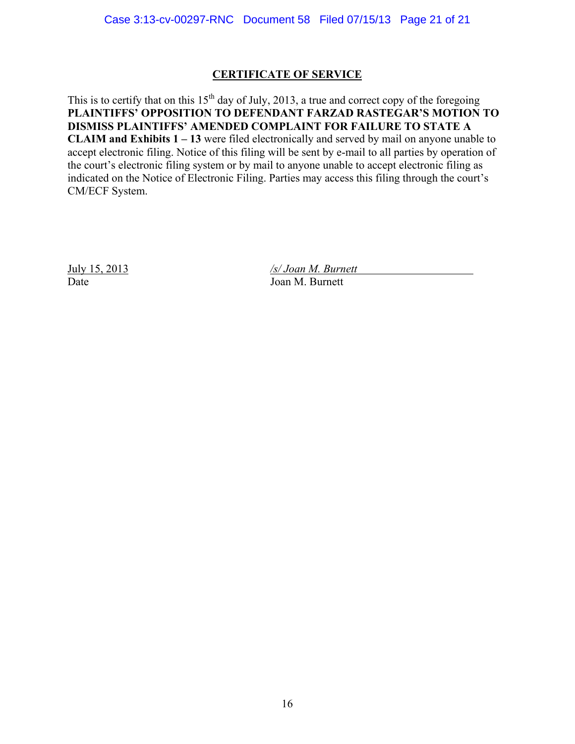## CERTIFICATE OF SERVICE

This is to certify that on this 15th day of July, 2013, a true and correct copy of the foregoing **PLAINTIFFS' OPPOSITION TO DEFENDANT FARZAD RASTEGAR'S MOTION TO DISMISS PLAINTIFFS' AMENDED COMPLAINT FOR FAILURE TO STATE A CLAIM and Exhibits 1 – 13** were filed electronically and served by mail on anyone unable to accept electronic filing. Notice of this filing will be sent by e-mail to all parties by operation of the court's electronic filing system or by mail to anyone unable to accept electronic filing as indicated on the Notice of Electronic Filing. Parties may access this filing through the court's CM/ECF System.

July 15, 2013
Date

*/s/ Joan M. Burnett*
Joan M. Burnett